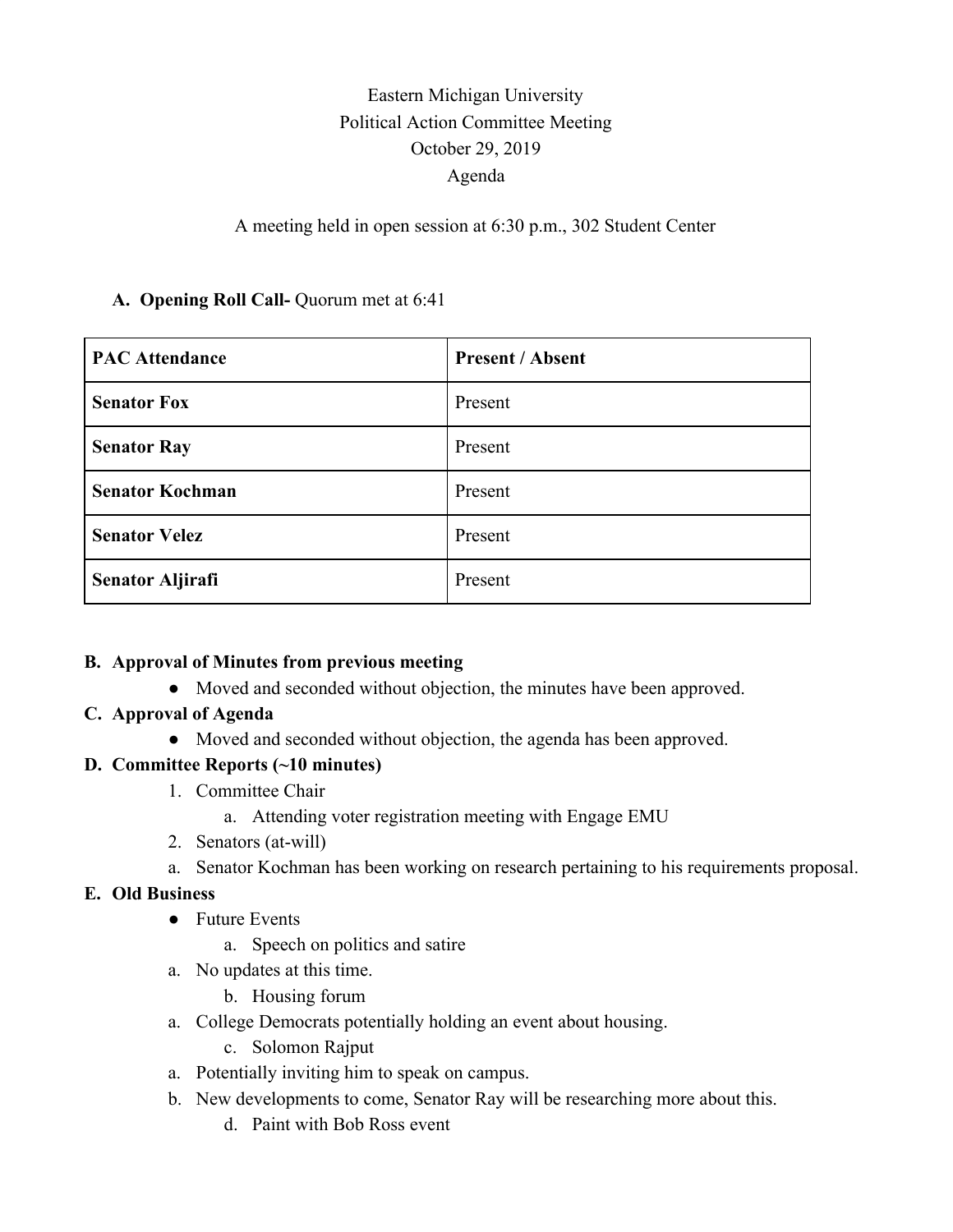Eastern Michigan University
Political Action Committee Meeting
October 29, 2019
Agenda

A meeting held in open session at 6:30 p.m., 302 Student Center

**A. Opening Roll Call-** Quorum met at 6:41

| PAC Attendance | Present / Absent |
|---|---|
| **Senator Fox** | Present |
| **Senator Ray** | Present |
| **Senator Kochman** | Present |
| **Senator Velez** | Present |
| **Senator Aljirafi** | Present |

**B. Approval of Minutes from previous meeting**

- Moved and seconded without objection, the minutes have been approved.

**C. Approval of Agenda**

- Moved and seconded without objection, the agenda has been approved.

**D. Committee Reports (~10 minutes)**

1. Committee Chair
    a. Attending voter registration meeting with Engage EMU
2. Senators (at-will)

a. Senator Kochman has been working on research pertaining to his requirements proposal.

**E. Old Business**

- Future Events
    a. Speech on politics and satire

a. No updates at this time.

    b. Housing forum

a. College Democrats potentially holding an event about housing.

    c. Solomon Rajput

a. Potentially inviting him to speak on campus.
b. New developments to come, Senator Ray will be researching more about this.

    d. Paint with Bob Ross event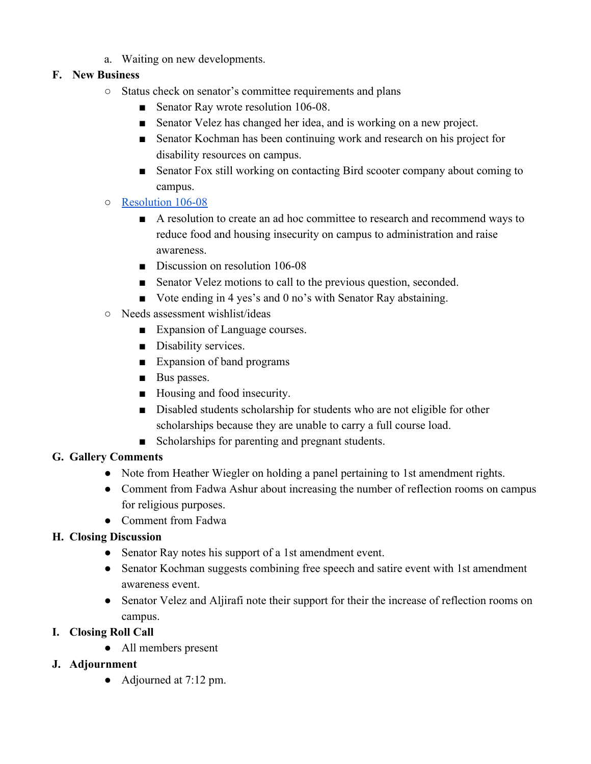a. Waiting on new developments.

**F. New Business**

- Status check on senator's committee requirements and plans
  - Senator Ray wrote resolution 106-08.
  - Senator Velez has changed her idea, and is working on a new project.
  - Senator Kochman has been continuing work and research on his project for disability resources on campus.
  - Senator Fox still working on contacting Bird scooter company about coming to campus.
- Resolution 106-08
  - A resolution to create an ad hoc committee to research and recommend ways to reduce food and housing insecurity on campus to administration and raise awareness.
  - Discussion on resolution 106-08
  - Senator Velez motions to call to the previous question, seconded.
  - Vote ending in 4 yes's and 0 no's with Senator Ray abstaining.
- Needs assessment wishlist/ideas
  - Expansion of Language courses.
  - Disability services.
  - Expansion of band programs
  - Bus passes.
  - Housing and food insecurity.
  - Disabled students scholarship for students who are not eligible for other scholarships because they are unable to carry a full course load.
  - Scholarships for parenting and pregnant students.

**G. Gallery Comments**

- Note from Heather Wiegler on holding a panel pertaining to 1st amendment rights.
- Comment from Fadwa Ashur about increasing the number of reflection rooms on campus for religious purposes.
- Comment from Fadwa

**H. Closing Discussion**

- Senator Ray notes his support of a 1st amendment event.
- Senator Kochman suggests combining free speech and satire event with 1st amendment awareness event.
- Senator Velez and Aljirafi note their support for their the increase of reflection rooms on campus.

**I. Closing Roll Call**

- All members present

**J. Adjournment**

- Adjourned at 7:12 pm.